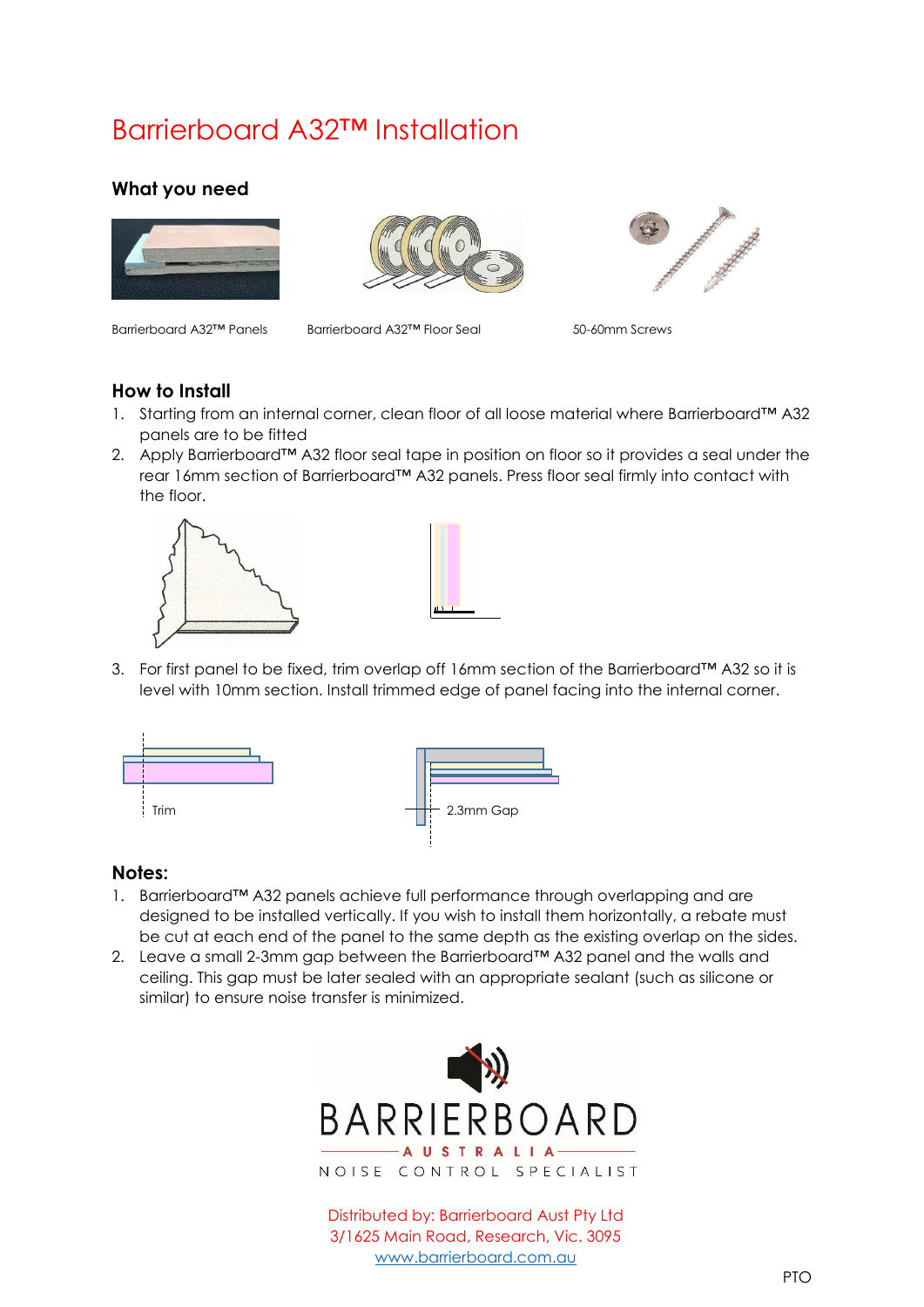# Barrierboard A32™ Installation

## What you need

Barrierboard A32™ Panels

Barrierboard A32™ Floor Seal

50-60mm Screws

## How to Install

1. Starting from an internal corner, clean floor of all loose material where Barrierboard™ A32 panels are to be fitted
2. Apply Barrierboard™ A32 floor seal tape in position on floor so it provides a seal under the rear 16mm section of Barrierboard™ A32 panels. Press floor seal firmly into contact with the floor.
3. For first panel to be fixed, trim overlap off 16mm section of the Barrierboard™ A32 so it is level with 10mm section. Install trimmed edge of panel facing into the internal corner.

Trim

2.3mm Gap

## Notes:

1. Barrierboard™ A32 panels achieve full performance through overlapping and are designed to be installed vertically. If you wish to install them horizontally, a rebate must be cut at each end of the panel to the same depth as the existing overlap on the sides.
2. Leave a small 2-3mm gap between the Barrierboard™ A32 panel and the walls and ceiling. This gap must be later sealed with an appropriate sealant (such as silicone or similar) to ensure noise transfer is minimized.

BARRIERBOARD
AUSTRALIA
NOISE CONTROL SPECIALIST

Distributed by: Barrierboard Aust Pty Ltd
3/1625 Main Road, Research, Vic. 3095
www.barrierboard.com.au

PTO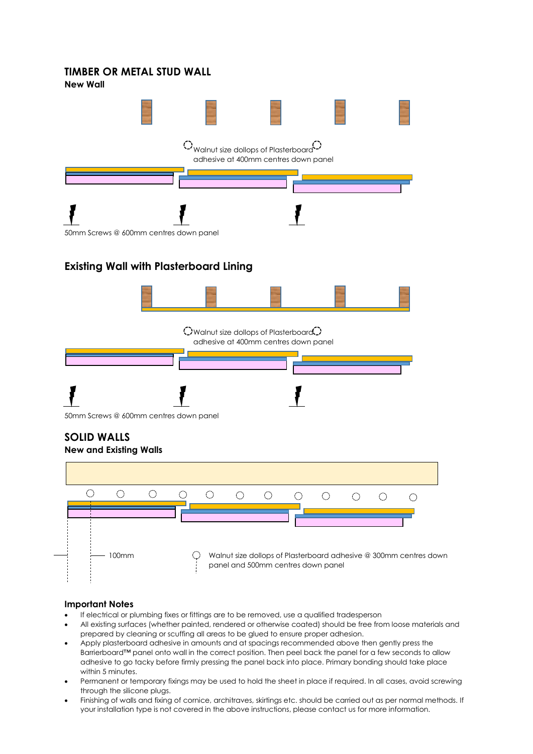## TIMBER OR METAL STUD WALL

**New Wall**

Walnut size dollops of Plasterboard adhesive at 400mm centres down panel

50mm Screws @ 600mm centres down panel

## Existing Wall with Plasterboard Lining

Walnut size dollops of Plasterboard adhesive at 400mm centres down panel

50mm Screws @ 600mm centres down panel

## SOLID WALLS

**New and Existing Walls**

100mm

Walnut size dollops of Plasterboard adhesive @ 300mm centres down panel and 500mm centres down panel

### Important Notes

- If electrical or plumbing fixes or fittings are to be removed, use a qualified tradesperson
- All existing surfaces (whether painted, rendered or otherwise coated) should be free from loose materials and prepared by cleaning or scuffing all areas to be glued to ensure proper adhesion.
- Apply plasterboard adhesive in amounts and at spacings recommended above then gently press the Barrierboard™ panel onto wall in the correct position. Then peel back the panel for a few seconds to allow adhesive to go tacky before firmly pressing the panel back into place. Primary bonding should take place within 5 minutes.
- Permanent or temporary fixings may be used to hold the sheet in place if required. In all cases, avoid screwing through the silicone plugs.
- Finishing of walls and fixing of cornice, architraves, skirtings etc. should be carried out as per normal methods. If your installation type is not covered in the above instructions, please contact us for more information.